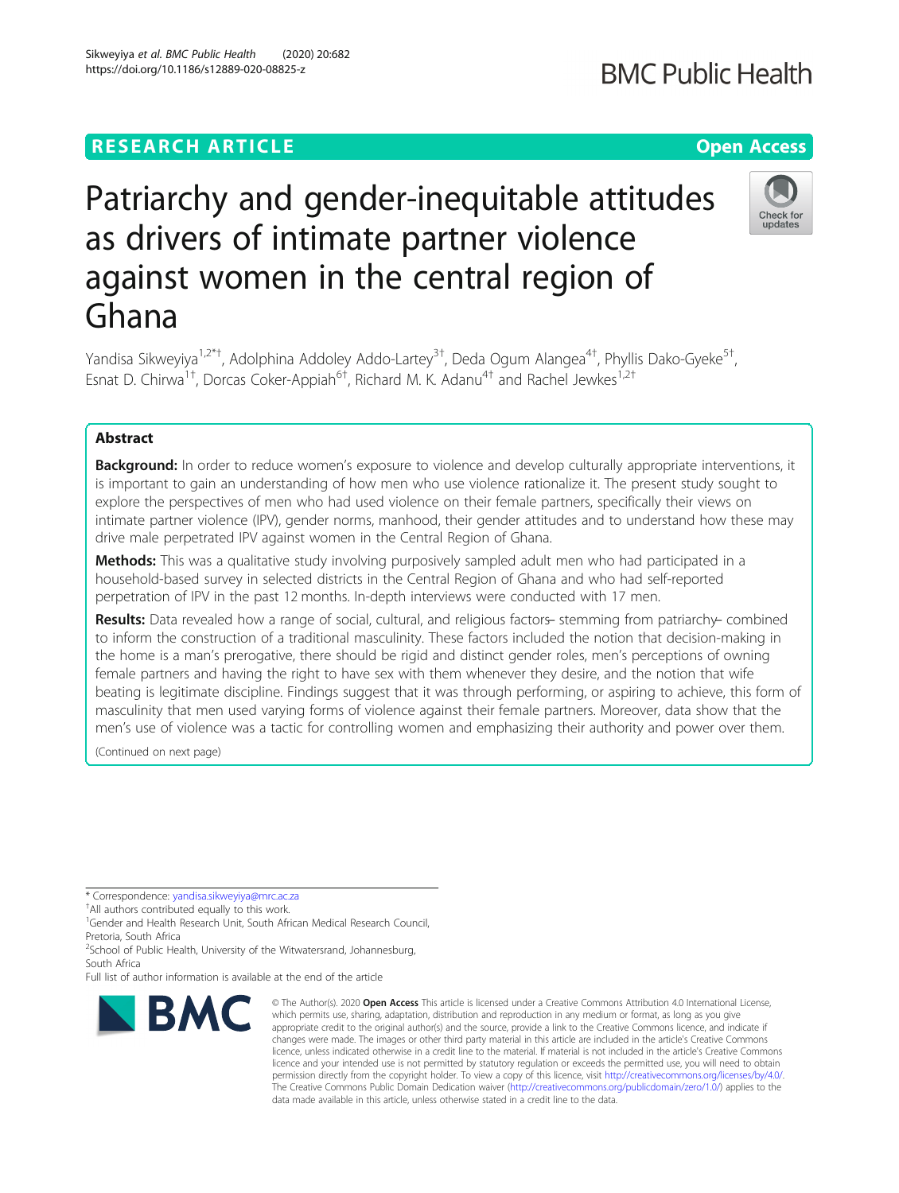RESEARCH ARTICLE

Open Access

# Patriarchy and gender-inequitable attitudes as drivers of intimate partner violence against women in the central region of Ghana

Yandisa Sikweyiya[1,2*†], Adolphina Addoley Addo-Lartey[3†], Deda Ogum Alangea[4†], Phyllis Dako-Gyeke[5†], Esnat D. Chirwa[1†], Dorcas Coker-Appiah[6†], Richard M. K. Adanu[4†] and Rachel Jewkes[1,2†]

## Abstract

**Background:** In order to reduce women's exposure to violence and develop culturally appropriate interventions, it is important to gain an understanding of how men who use violence rationalize it. The present study sought to explore the perspectives of men who had used violence on their female partners, specifically their views on intimate partner violence (IPV), gender norms, manhood, their gender attitudes and to understand how these may drive male perpetrated IPV against women in the Central Region of Ghana.

**Methods:** This was a qualitative study involving purposively sampled adult men who had participated in a household-based survey in selected districts in the Central Region of Ghana and who had self-reported perpetration of IPV in the past 12 months. In-depth interviews were conducted with 17 men.

**Results:** Data revealed how a range of social, cultural, and religious factors– stemming from patriarchy– combined to inform the construction of a traditional masculinity. These factors included the notion that decision-making in the home is a man's prerogative, there should be rigid and distinct gender roles, men's perceptions of owning female partners and having the right to have sex with them whenever they desire, and the notion that wife beating is legitimate discipline. Findings suggest that it was through performing, or aspiring to achieve, this form of masculinity that men used varying forms of violence against their female partners. Moreover, data show that the men's use of violence was a tactic for controlling women and emphasizing their authority and power over them.

(Continued on next page)

* Correspondence: yandisa.sikweyiya@mrc.ac.za

†All authors contributed equally to this work.

[1]Gender and Health Research Unit, South African Medical Research Council, Pretoria, South Africa

[2]School of Public Health, University of the Witwatersrand, Johannesburg, South Africa

Full list of author information is available at the end of the article

© The Author(s). 2020 **Open Access** This article is licensed under a Creative Commons Attribution 4.0 International License, which permits use, sharing, adaptation, distribution and reproduction in any medium or format, as long as you give appropriate credit to the original author(s) and the source, provide a link to the Creative Commons licence, and indicate if changes were made. The images or other third party material in this article are included in the article's Creative Commons licence, unless indicated otherwise in a credit line to the material. If material is not included in the article's Creative Commons licence and your intended use is not permitted by statutory regulation or exceeds the permitted use, you will need to obtain permission directly from the copyright holder. To view a copy of this licence, visit http://creativecommons.org/licenses/by/4.0/. The Creative Commons Public Domain Dedication waiver (http://creativecommons.org/publicdomain/zero/1.0/) applies to the data made available in this article, unless otherwise stated in a credit line to the data.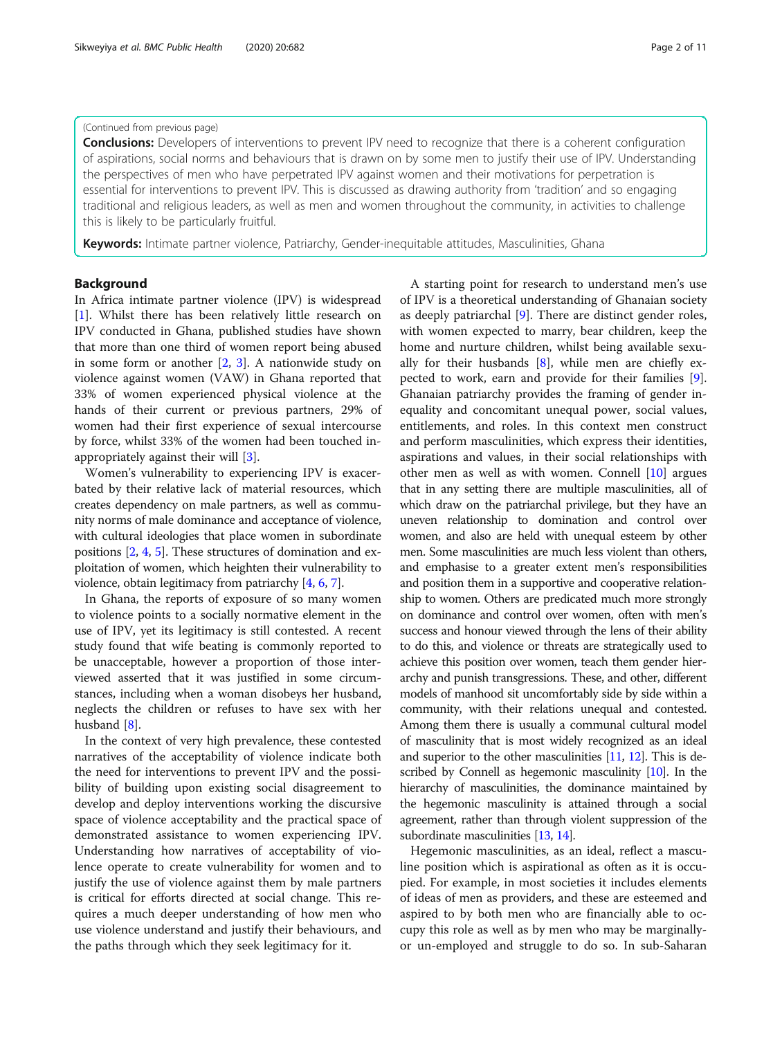(Continued from previous page)

**Conclusions:** Developers of interventions to prevent IPV need to recognize that there is a coherent configuration of aspirations, social norms and behaviours that is drawn on by some men to justify their use of IPV. Understanding the perspectives of men who have perpetrated IPV against women and their motivations for perpetration is essential for interventions to prevent IPV. This is discussed as drawing authority from 'tradition' and so engaging traditional and religious leaders, as well as men and women throughout the community, in activities to challenge this is likely to be particularly fruitful.

**Keywords:** Intimate partner violence, Patriarchy, Gender-inequitable attitudes, Masculinities, Ghana

## Background

In Africa intimate partner violence (IPV) is widespread [1]. Whilst there has been relatively little research on IPV conducted in Ghana, published studies have shown that more than one third of women report being abused in some form or another [2, 3]. A nationwide study on violence against women (VAW) in Ghana reported that 33% of women experienced physical violence at the hands of their current or previous partners, 29% of women had their first experience of sexual intercourse by force, whilst 33% of the women had been touched inappropriately against their will [3].

Women's vulnerability to experiencing IPV is exacerbated by their relative lack of material resources, which creates dependency on male partners, as well as community norms of male dominance and acceptance of violence, with cultural ideologies that place women in subordinate positions [2, 4, 5]. These structures of domination and exploitation of women, which heighten their vulnerability to violence, obtain legitimacy from patriarchy [4, 6, 7].

In Ghana, the reports of exposure of so many women to violence points to a socially normative element in the use of IPV, yet its legitimacy is still contested. A recent study found that wife beating is commonly reported to be unacceptable, however a proportion of those interviewed asserted that it was justified in some circumstances, including when a woman disobeys her husband, neglects the children or refuses to have sex with her husband [8].

In the context of very high prevalence, these contested narratives of the acceptability of violence indicate both the need for interventions to prevent IPV and the possibility of building upon existing social disagreement to develop and deploy interventions working the discursive space of violence acceptability and the practical space of demonstrated assistance to women experiencing IPV. Understanding how narratives of acceptability of violence operate to create vulnerability for women and to justify the use of violence against them by male partners is critical for efforts directed at social change. This requires a much deeper understanding of how men who use violence understand and justify their behaviours, and the paths through which they seek legitimacy for it.

A starting point for research to understand men's use of IPV is a theoretical understanding of Ghanaian society as deeply patriarchal [9]. There are distinct gender roles, with women expected to marry, bear children, keep the home and nurture children, whilst being available sexually for their husbands [8], while men are chiefly expected to work, earn and provide for their families [9]. Ghanaian patriarchy provides the framing of gender inequality and concomitant unequal power, social values, entitlements, and roles. In this context men construct and perform masculinities, which express their identities, aspirations and values, in their social relationships with other men as well as with women. Connell [10] argues that in any setting there are multiple masculinities, all of which draw on the patriarchal privilege, but they have an uneven relationship to domination and control over women, and also are held with unequal esteem by other men. Some masculinities are much less violent than others, and emphasise to a greater extent men's responsibilities and position them in a supportive and cooperative relationship to women. Others are predicated much more strongly on dominance and control over women, often with men's success and honour viewed through the lens of their ability to do this, and violence or threats are strategically used to achieve this position over women, teach them gender hierarchy and punish transgressions. These, and other, different models of manhood sit uncomfortably side by side within a community, with their relations unequal and contested. Among them there is usually a communal cultural model of masculinity that is most widely recognized as an ideal and superior to the other masculinities [11, 12]. This is described by Connell as hegemonic masculinity [10]. In the hierarchy of masculinities, the dominance maintained by the hegemonic masculinity is attained through a social agreement, rather than through violent suppression of the subordinate masculinities [13, 14].

Hegemonic masculinities, as an ideal, reflect a masculine position which is aspirational as often as it is occupied. For example, in most societies it includes elements of ideas of men as providers, and these are esteemed and aspired to by both men who are financially able to occupy this role as well as by men who may be marginally- or un-employed and struggle to do so. In sub-Saharan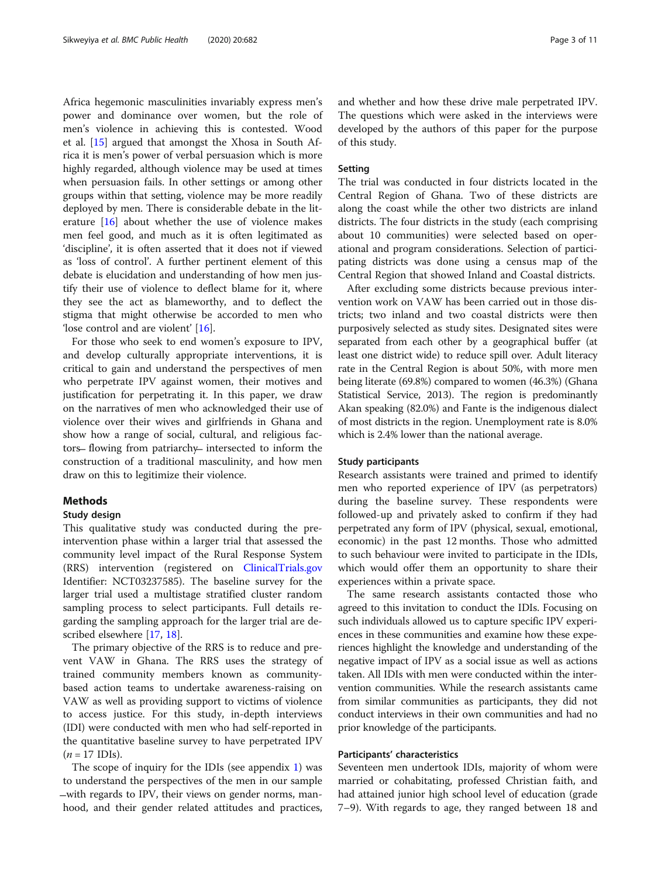Africa hegemonic masculinities invariably express men's power and dominance over women, but the role of men's violence in achieving this is contested. Wood et al. [15] argued that amongst the Xhosa in South Africa it is men's power of verbal persuasion which is more highly regarded, although violence may be used at times when persuasion fails. In other settings or among other groups within that setting, violence may be more readily deployed by men. There is considerable debate in the literature [16] about whether the use of violence makes men feel good, and much as it is often legitimated as 'discipline', it is often asserted that it does not if viewed as 'loss of control'. A further pertinent element of this debate is elucidation and understanding of how men justify their use of violence to deflect blame for it, where they see the act as blameworthy, and to deflect the stigma that might otherwise be accorded to men who 'lose control and are violent' [16].

For those who seek to end women's exposure to IPV, and develop culturally appropriate interventions, it is critical to gain and understand the perspectives of men who perpetrate IPV against women, their motives and justification for perpetrating it. In this paper, we draw on the narratives of men who acknowledged their use of violence over their wives and girlfriends in Ghana and show how a range of social, cultural, and religious factors– flowing from patriarchy– intersected to inform the construction of a traditional masculinity, and how men draw on this to legitimize their violence.

## Methods

### Study design

This qualitative study was conducted during the pre-intervention phase within a larger trial that assessed the community level impact of the Rural Response System (RRS) intervention (registered on ClinicalTrials.gov Identifier: NCT03237585). The baseline survey for the larger trial used a multistage stratified cluster random sampling process to select participants. Full details regarding the sampling approach for the larger trial are described elsewhere [17, 18].

The primary objective of the RRS is to reduce and prevent VAW in Ghana. The RRS uses the strategy of trained community members known as community-based action teams to undertake awareness-raising on VAW as well as providing support to victims of violence to access justice. For this study, in-depth interviews (IDI) were conducted with men who had self-reported in the quantitative baseline survey to have perpetrated IPV ($n = 17$ IDIs).

The scope of inquiry for the IDIs (see appendix 1) was to understand the perspectives of the men in our sample –with regards to IPV, their views on gender norms, manhood, and their gender related attitudes and practices, and whether and how these drive male perpetrated IPV. The questions which were asked in the interviews were developed by the authors of this paper for the purpose of this study.

### Setting

The trial was conducted in four districts located in the Central Region of Ghana. Two of these districts are along the coast while the other two districts are inland districts. The four districts in the study (each comprising about 10 communities) were selected based on operational and program considerations. Selection of participating districts was done using a census map of the Central Region that showed Inland and Coastal districts.

After excluding some districts because previous intervention work on VAW has been carried out in those districts; two inland and two coastal districts were then purposively selected as study sites. Designated sites were separated from each other by a geographical buffer (at least one district wide) to reduce spill over. Adult literacy rate in the Central Region is about 50%, with more men being literate (69.8%) compared to women (46.3%) (Ghana Statistical Service, 2013). The region is predominantly Akan speaking (82.0%) and Fante is the indigenous dialect of most districts in the region. Unemployment rate is 8.0% which is 2.4% lower than the national average.

### Study participants

Research assistants were trained and primed to identify men who reported experience of IPV (as perpetrators) during the baseline survey. These respondents were followed-up and privately asked to confirm if they had perpetrated any form of IPV (physical, sexual, emotional, economic) in the past 12 months. Those who admitted to such behaviour were invited to participate in the IDIs, which would offer them an opportunity to share their experiences within a private space.

The same research assistants contacted those who agreed to this invitation to conduct the IDIs. Focusing on such individuals allowed us to capture specific IPV experiences in these communities and examine how these experiences highlight the knowledge and understanding of the negative impact of IPV as a social issue as well as actions taken. All IDIs with men were conducted within the intervention communities. While the research assistants came from similar communities as participants, they did not conduct interviews in their own communities and had no prior knowledge of the participants.

### Participants' characteristics

Seventeen men undertook IDIs, majority of whom were married or cohabitating, professed Christian faith, and had attained junior high school level of education (grade 7–9). With regards to age, they ranged between 18 and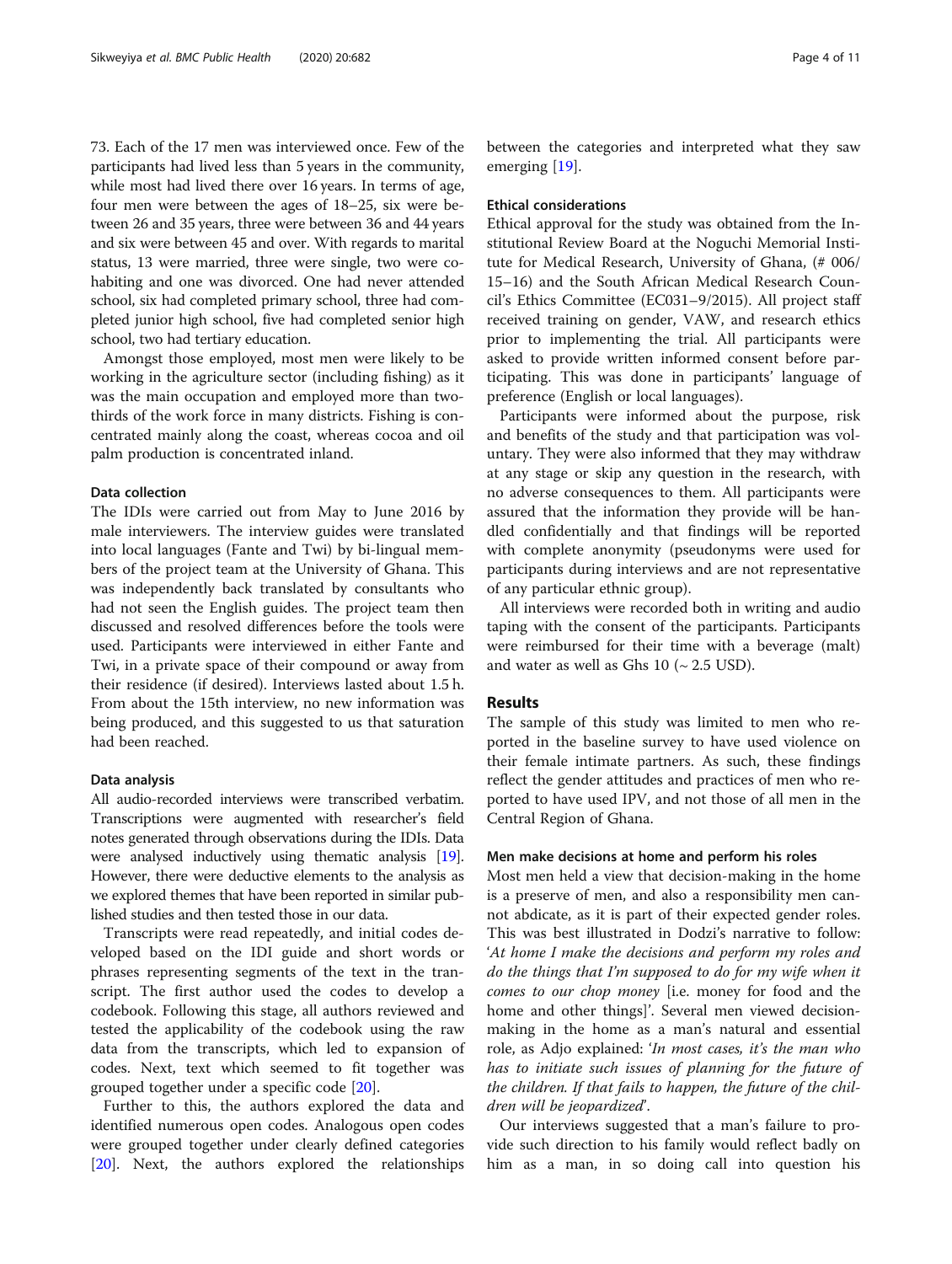73. Each of the 17 men was interviewed once. Few of the participants had lived less than 5 years in the community, while most had lived there over 16 years. In terms of age, four men were between the ages of 18–25, six were between 26 and 35 years, three were between 36 and 44 years and six were between 45 and over. With regards to marital status, 13 were married, three were single, two were co-habiting and one was divorced. One had never attended school, six had completed primary school, three had completed junior high school, five had completed senior high school, two had tertiary education.

Amongst those employed, most men were likely to be working in the agriculture sector (including fishing) as it was the main occupation and employed more than two-thirds of the work force in many districts. Fishing is concentrated mainly along the coast, whereas cocoa and oil palm production is concentrated inland.

#### Data collection

The IDIs were carried out from May to June 2016 by male interviewers. The interview guides were translated into local languages (Fante and Twi) by bi-lingual members of the project team at the University of Ghana. This was independently back translated by consultants who had not seen the English guides. The project team then discussed and resolved differences before the tools were used. Participants were interviewed in either Fante and Twi, in a private space of their compound or away from their residence (if desired). Interviews lasted about 1.5 h. From about the 15th interview, no new information was being produced, and this suggested to us that saturation had been reached.

#### Data analysis

All audio-recorded interviews were transcribed verbatim. Transcriptions were augmented with researcher's field notes generated through observations during the IDIs. Data were analysed inductively using thematic analysis [19]. However, there were deductive elements to the analysis as we explored themes that have been reported in similar published studies and then tested those in our data.

Transcripts were read repeatedly, and initial codes developed based on the IDI guide and short words or phrases representing segments of the text in the transcript. The first author used the codes to develop a codebook. Following this stage, all authors reviewed and tested the applicability of the codebook using the raw data from the transcripts, which led to expansion of codes. Next, text which seemed to fit together was grouped together under a specific code [20].

Further to this, the authors explored the data and identified numerous open codes. Analogous open codes were grouped together under clearly defined categories [20]. Next, the authors explored the relationships between the categories and interpreted what they saw emerging [19].

#### Ethical considerations

Ethical approval for the study was obtained from the Institutional Review Board at the Noguchi Memorial Institute for Medical Research, University of Ghana, (# 006/15–16) and the South African Medical Research Council's Ethics Committee (EC031–9/2015). All project staff received training on gender, VAW, and research ethics prior to implementing the trial. All participants were asked to provide written informed consent before participating. This was done in participants' language of preference (English or local languages).

Participants were informed about the purpose, risk and benefits of the study and that participation was voluntary. They were also informed that they may withdraw at any stage or skip any question in the research, with no adverse consequences to them. All participants were assured that the information they provide will be handled confidentially and that findings will be reported with complete anonymity (pseudonyms were used for participants during interviews and are not representative of any particular ethnic group).

All interviews were recorded both in writing and audio taping with the consent of the participants. Participants were reimbursed for their time with a beverage (malt) and water as well as Ghs 10 (~ 2.5 USD).

## Results

The sample of this study was limited to men who reported in the baseline survey to have used violence on their female intimate partners. As such, these findings reflect the gender attitudes and practices of men who reported to have used IPV, and not those of all men in the Central Region of Ghana.

#### Men make decisions at home and perform his roles

Most men held a view that decision-making in the home is a preserve of men, and also a responsibility men cannot abdicate, as it is part of their expected gender roles. This was best illustrated in Dodzi's narrative to follow: '*At home I make the decisions and perform my roles and do the things that I'm supposed to do for my wife when it comes to our chop money* [i.e. money for food and the home and other things]'. Several men viewed decision-making in the home as a man's natural and essential role, as Adjo explained: '*In most cases, it's the man who has to initiate such issues of planning for the future of the children. If that fails to happen, the future of the children will be jeopardized*'.

Our interviews suggested that a man's failure to provide such direction to his family would reflect badly on him as a man, in so doing call into question his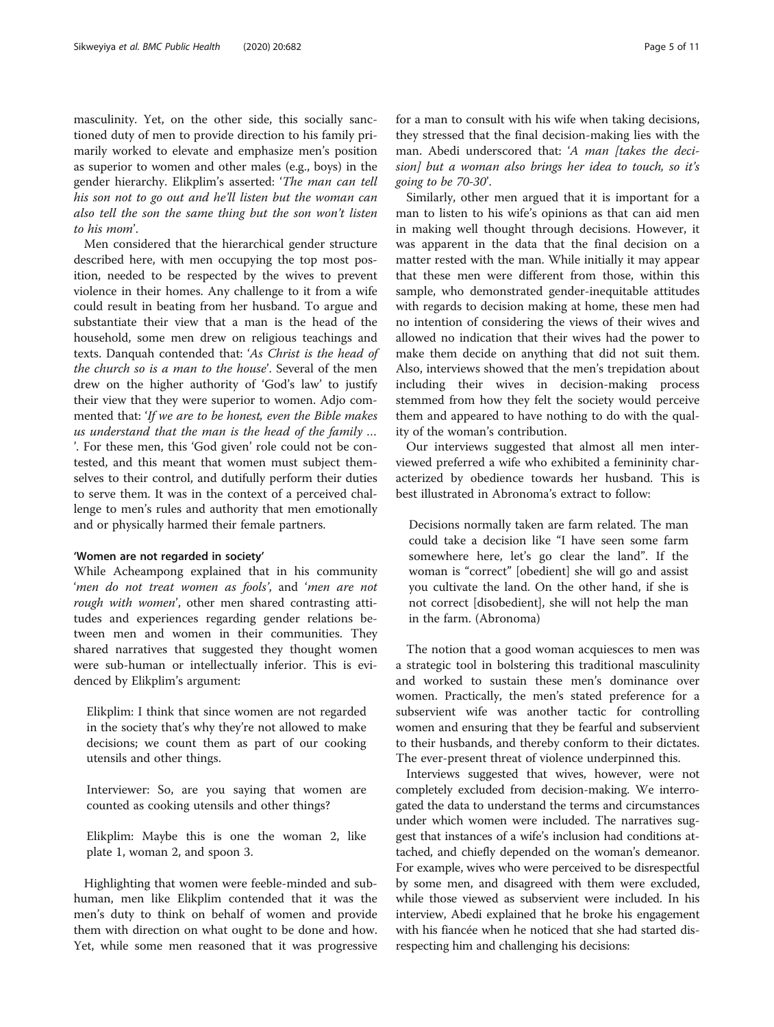masculinity. Yet, on the other side, this socially sanctioned duty of men to provide direction to his family primarily worked to elevate and emphasize men's position as superior to women and other males (e.g., boys) in the gender hierarchy. Elikplim's asserted: '*The man can tell his son not to go out and he'll listen but the woman can also tell the son the same thing but the son won't listen to his mom*'.

Men considered that the hierarchical gender structure described here, with men occupying the top most position, needed to be respected by the wives to prevent violence in their homes. Any challenge to it from a wife could result in beating from her husband. To argue and substantiate their view that a man is the head of the household, some men drew on religious teachings and texts. Danquah contended that: '*As Christ is the head of the church so is a man to the house*'. Several of the men drew on the higher authority of 'God's law' to justify their view that they were superior to women. Adjo commented that: '*If we are to be honest, even the Bible makes us understand that the man is the head of the family …* '. For these men, this 'God given' role could not be contested, and this meant that women must subject themselves to their control, and dutifully perform their duties to serve them. It was in the context of a perceived challenge to men's rules and authority that men emotionally and or physically harmed their female partners.

#### 'Women are not regarded in society'

While Acheampong explained that in his community '*men do not treat women as fools*', and '*men are not rough with women*', other men shared contrasting attitudes and experiences regarding gender relations between men and women in their communities. They shared narratives that suggested they thought women were sub-human or intellectually inferior. This is evidenced by Elikplim's argument:

> Elikplim: I think that since women are not regarded in the society that's why they're not allowed to make decisions; we count them as part of our cooking utensils and other things.
>
> Interviewer: So, are you saying that women are counted as cooking utensils and other things?
>
> Elikplim: Maybe this is one the woman 2, like plate 1, woman 2, and spoon 3.

Highlighting that women were feeble-minded and sub-human, men like Elikplim contended that it was the men's duty to think on behalf of women and provide them with direction on what ought to be done and how. Yet, while some men reasoned that it was progressive for a man to consult with his wife when taking decisions, they stressed that the final decision-making lies with the man. Abedi underscored that: '*A man [takes the decision] but a woman also brings her idea to touch, so it's going to be 70-30*'.

Similarly, other men argued that it is important for a man to listen to his wife's opinions as that can aid men in making well thought through decisions. However, it was apparent in the data that the final decision on a matter rested with the man. While initially it may appear that these men were different from those, within this sample, who demonstrated gender-inequitable attitudes with regards to decision making at home, these men had no intention of considering the views of their wives and allowed no indication that their wives had the power to make them decide on anything that did not suit them. Also, interviews showed that the men's trepidation about including their wives in decision-making process stemmed from how they felt the society would perceive them and appeared to have nothing to do with the quality of the woman's contribution.

Our interviews suggested that almost all men interviewed preferred a wife who exhibited a femininity characterized by obedience towards her husband. This is best illustrated in Abronoma's extract to follow:

> Decisions normally taken are farm related. The man could take a decision like "I have seen some farm somewhere here, let's go clear the land". If the woman is "correct" [obedient] she will go and assist you cultivate the land. On the other hand, if she is not correct [disobedient], she will not help the man in the farm. (Abronoma)

The notion that a good woman acquiesces to men was a strategic tool in bolstering this traditional masculinity and worked to sustain these men's dominance over women. Practically, the men's stated preference for a subservient wife was another tactic for controlling women and ensuring that they be fearful and subservient to their husbands, and thereby conform to their dictates. The ever-present threat of violence underpinned this.

Interviews suggested that wives, however, were not completely excluded from decision-making. We interrogated the data to understand the terms and circumstances under which women were included. The narratives suggest that instances of a wife's inclusion had conditions attached, and chiefly depended on the woman's demeanor. For example, wives who were perceived to be disrespectful by some men, and disagreed with them were excluded, while those viewed as subservient were included. In his interview, Abedi explained that he broke his engagement with his fiancée when he noticed that she had started disrespecting him and challenging his decisions: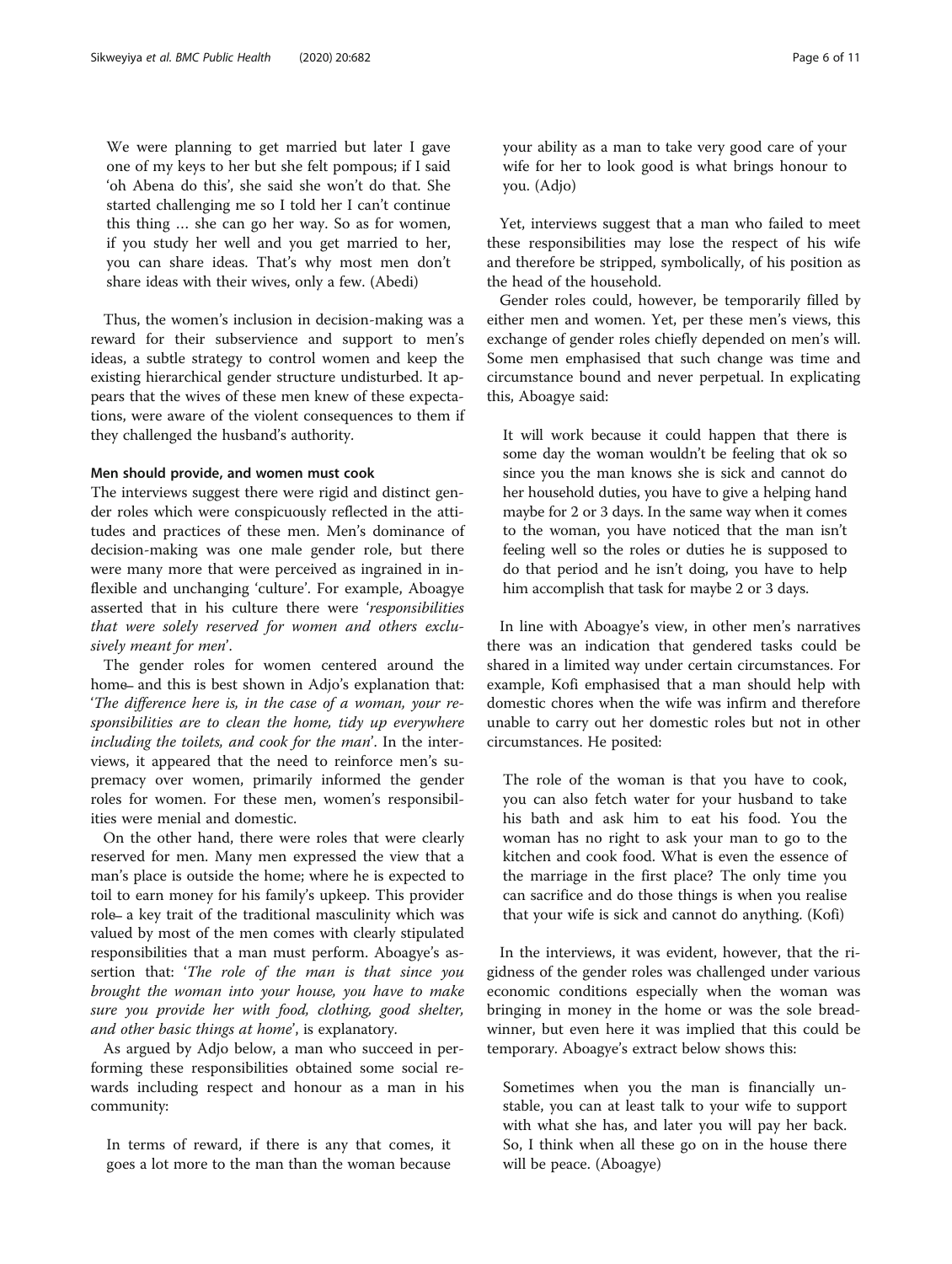> We were planning to get married but later I gave one of my keys to her but she felt pompous; if I said 'oh Abena do this', she said she won't do that. She started challenging me so I told her I can't continue this thing … she can go her way. So as for women, if you study her well and you get married to her, you can share ideas. That's why most men don't share ideas with their wives, only a few. (Abedi)

Thus, the women's inclusion in decision-making was a reward for their subservience and support to men's ideas, a subtle strategy to control women and keep the existing hierarchical gender structure undisturbed. It appears that the wives of these men knew of these expectations, were aware of the violent consequences to them if they challenged the husband's authority.

#### Men should provide, and women must cook

The interviews suggest there were rigid and distinct gender roles which were conspicuously reflected in the attitudes and practices of these men. Men's dominance of decision-making was one male gender role, but there were many more that were perceived as ingrained in inflexible and unchanging 'culture'. For example, Aboagye asserted that in his culture there were '*responsibilities that were solely reserved for women and others exclusively meant for men*'.

The gender roles for women centered around the home– and this is best shown in Adjo's explanation that: '*The difference here is, in the case of a woman, your responsibilities are to clean the home, tidy up everywhere including the toilets, and cook for the man*'. In the interviews, it appeared that the need to reinforce men's supremacy over women, primarily informed the gender roles for women. For these men, women's responsibilities were menial and domestic.

On the other hand, there were roles that were clearly reserved for men. Many men expressed the view that a man's place is outside the home; where he is expected to toil to earn money for his family's upkeep. This provider role– a key trait of the traditional masculinity which was valued by most of the men comes with clearly stipulated responsibilities that a man must perform. Aboagye's assertion that: '*The role of the man is that since you brought the woman into your house, you have to make sure you provide her with food, clothing, good shelter, and other basic things at home*', is explanatory.

As argued by Adjo below, a man who succeed in performing these responsibilities obtained some social rewards including respect and honour as a man in his community:

> In terms of reward, if there is any that comes, it goes a lot more to the man than the woman because your ability as a man to take very good care of your wife for her to look good is what brings honour to you. (Adjo)

Yet, interviews suggest that a man who failed to meet these responsibilities may lose the respect of his wife and therefore be stripped, symbolically, of his position as the head of the household.

Gender roles could, however, be temporarily filled by either men and women. Yet, per these men's views, this exchange of gender roles chiefly depended on men's will. Some men emphasised that such change was time and circumstance bound and never perpetual. In explicating this, Aboagye said:

> It will work because it could happen that there is some day the woman wouldn't be feeling that ok so since you the man knows she is sick and cannot do her household duties, you have to give a helping hand maybe for 2 or 3 days. In the same way when it comes to the woman, you have noticed that the man isn't feeling well so the roles or duties he is supposed to do that period and he isn't doing, you have to help him accomplish that task for maybe 2 or 3 days.

In line with Aboagye's view, in other men's narratives there was an indication that gendered tasks could be shared in a limited way under certain circumstances. For example, Kofi emphasised that a man should help with domestic chores when the wife was infirm and therefore unable to carry out her domestic roles but not in other circumstances. He posited:

> The role of the woman is that you have to cook, you can also fetch water for your husband to take his bath and ask him to eat his food. You the woman has no right to ask your man to go to the kitchen and cook food. What is even the essence of the marriage in the first place? The only time you can sacrifice and do those things is when you realise that your wife is sick and cannot do anything. (Kofi)

In the interviews, it was evident, however, that the rigidness of the gender roles was challenged under various economic conditions especially when the woman was bringing in money in the home or was the sole breadwinner, but even here it was implied that this could be temporary. Aboagye's extract below shows this:

> Sometimes when you the man is financially unstable, you can at least talk to your wife to support with what she has, and later you will pay her back. So, I think when all these go on in the house there will be peace. (Aboagye)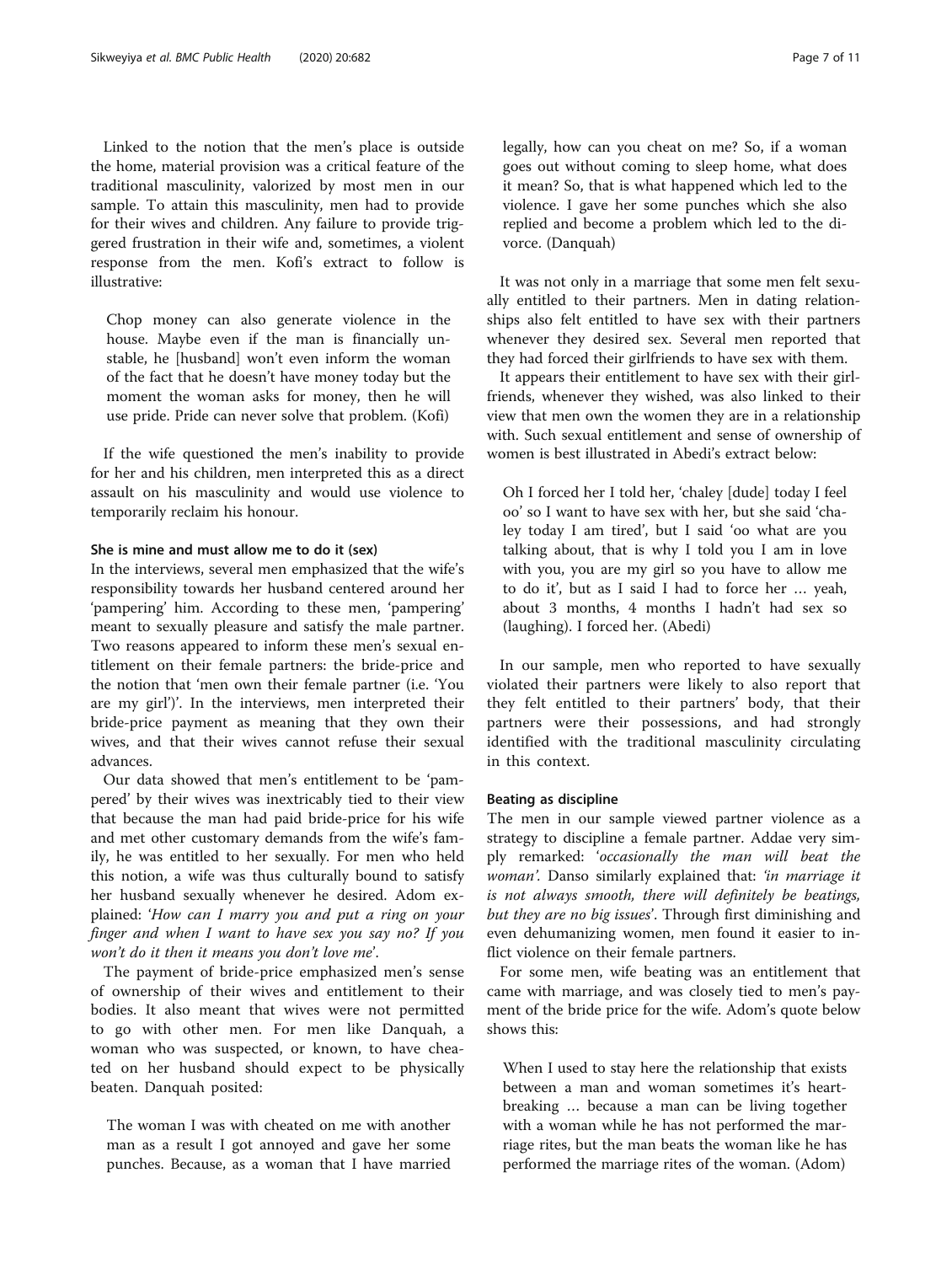Linked to the notion that the men's place is outside the home, material provision was a critical feature of the traditional masculinity, valorized by most men in our sample. To attain this masculinity, men had to provide for their wives and children. Any failure to provide triggered frustration in their wife and, sometimes, a violent response from the men. Kofi's extract to follow is illustrative:

> Chop money can also generate violence in the house. Maybe even if the man is financially unstable, he [husband] won't even inform the woman of the fact that he doesn't have money today but the moment the woman asks for money, then he will use pride. Pride can never solve that problem. (Kofi)

If the wife questioned the men's inability to provide for her and his children, men interpreted this as a direct assault on his masculinity and would use violence to temporarily reclaim his honour.

### She is mine and must allow me to do it (sex)

In the interviews, several men emphasized that the wife's responsibility towards her husband centered around her 'pampering' him. According to these men, 'pampering' meant to sexually pleasure and satisfy the male partner. Two reasons appeared to inform these men's sexual entitlement on their female partners: the bride-price and the notion that 'men own their female partner (i.e. 'You are my girl')'. In the interviews, men interpreted their bride-price payment as meaning that they own their wives, and that their wives cannot refuse their sexual advances.

Our data showed that men's entitlement to be 'pampered' by their wives was inextricably tied to their view that because the man had paid bride-price for his wife and met other customary demands from the wife's family, he was entitled to her sexually. For men who held this notion, a wife was thus culturally bound to satisfy her husband sexually whenever he desired. Adom explained: '*How can I marry you and put a ring on your finger and when I want to have sex you say no? If you won't do it then it means you don't love me*'.

The payment of bride-price emphasized men's sense of ownership of their wives and entitlement to their bodies. It also meant that wives were not permitted to go with other men. For men like Danquah, a woman who was suspected, or known, to have cheated on her husband should expect to be physically beaten. Danquah posited:

> The woman I was with cheated on me with another man as a result I got annoyed and gave her some punches. Because, as a woman that I have married legally, how can you cheat on me? So, if a woman goes out without coming to sleep home, what does it mean? So, that is what happened which led to the violence. I gave her some punches which she also replied and become a problem which led to the divorce. (Danquah)

It was not only in a marriage that some men felt sexually entitled to their partners. Men in dating relationships also felt entitled to have sex with their partners whenever they desired sex. Several men reported that they had forced their girlfriends to have sex with them.

It appears their entitlement to have sex with their girlfriends, whenever they wished, was also linked to their view that men own the women they are in a relationship with. Such sexual entitlement and sense of ownership of women is best illustrated in Abedi's extract below:

> Oh I forced her I told her, 'chaley [dude] today I feel oo' so I want to have sex with her, but she said 'chaley today I am tired', but I said 'oo what are you talking about, that is why I told you I am in love with you, you are my girl so you have to allow me to do it', but as I said I had to force her … yeah, about 3 months, 4 months I hadn't had sex so (laughing). I forced her. (Abedi)

In our sample, men who reported to have sexually violated their partners were likely to also report that they felt entitled to their partners' body, that their partners were their possessions, and had strongly identified with the traditional masculinity circulating in this context.

### Beating as discipline

The men in our sample viewed partner violence as a strategy to discipline a female partner. Addae very simply remarked: '*occasionally the man will beat the woman'*. Danso similarly explained that: *'in marriage it is not always smooth, there will definitely be beatings, but they are no big issues*'. Through first diminishing and even dehumanizing women, men found it easier to inflict violence on their female partners.

For some men, wife beating was an entitlement that came with marriage, and was closely tied to men's payment of the bride price for the wife. Adom's quote below shows this:

> When I used to stay here the relationship that exists between a man and woman sometimes it's heartbreaking … because a man can be living together with a woman while he has not performed the marriage rites, but the man beats the woman like he has performed the marriage rites of the woman. (Adom)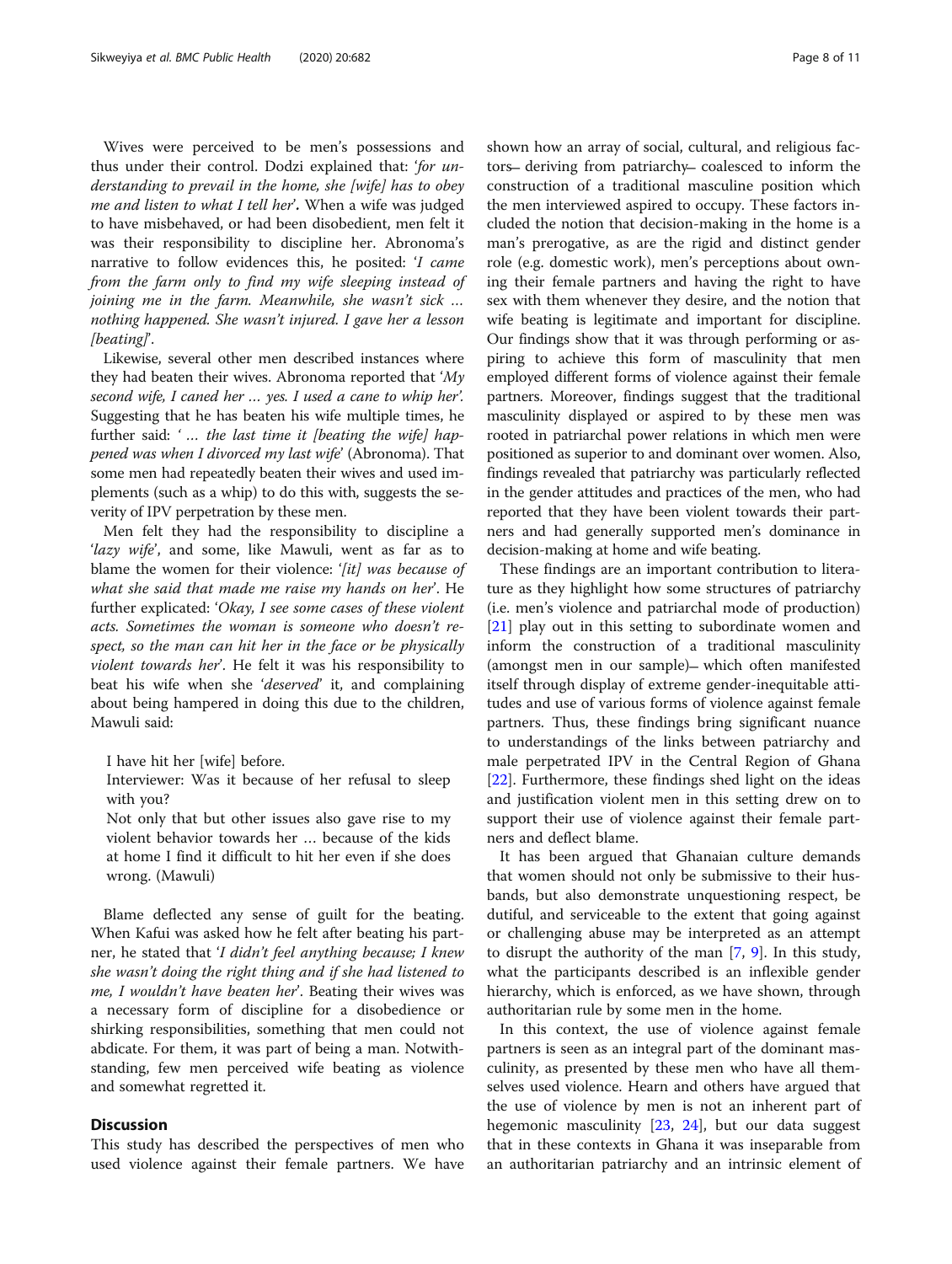Wives were perceived to be men's possessions and thus under their control. Dodzi explained that: '*for understanding to prevail in the home, she [wife] has to obey me and listen to what I tell her*'**.** When a wife was judged to have misbehaved, or had been disobedient, men felt it was their responsibility to discipline her. Abronoma's narrative to follow evidences this, he posited: '*I came from the farm only to find my wife sleeping instead of joining me in the farm. Meanwhile, she wasn't sick … nothing happened. She wasn't injured. I gave her a lesson [beating]*'.

Likewise, several other men described instances where they had beaten their wives. Abronoma reported that '*My second wife, I caned her … yes. I used a cane to whip her*'. Suggesting that he has beaten his wife multiple times, he further said: '*… the last time it [beating the wife] happened was when I divorced my last wife*' (Abronoma). That some men had repeatedly beaten their wives and used implements (such as a whip) to do this with, suggests the severity of IPV perpetration by these men.

Men felt they had the responsibility to discipline a '*lazy wife*', and some, like Mawuli, went as far as to blame the women for their violence: '*[it] was because of what she said that made me raise my hands on her*'. He further explicated: '*Okay, I see some cases of these violent acts. Sometimes the woman is someone who doesn't respect, so the man can hit her in the face or be physically violent towards her*'. He felt it was his responsibility to beat his wife when she '*deserved*' it, and complaining about being hampered in doing this due to the children, Mawuli said:

> I have hit her [wife] before.
> Interviewer: Was it because of her refusal to sleep with you?
> Not only that but other issues also gave rise to my violent behavior towards her … because of the kids at home I find it difficult to hit her even if she does wrong. (Mawuli)

Blame deflected any sense of guilt for the beating. When Kafui was asked how he felt after beating his partner, he stated that '*I didn't feel anything because; I knew she wasn't doing the right thing and if she had listened to me, I wouldn't have beaten her*'. Beating their wives was a necessary form of discipline for a disobedience or shirking responsibilities, something that men could not abdicate. For them, it was part of being a man. Notwithstanding, few men perceived wife beating as violence and somewhat regretted it.

## Discussion

This study has described the perspectives of men who used violence against their female partners. We have shown how an array of social, cultural, and religious factors– deriving from patriarchy– coalesced to inform the construction of a traditional masculine position which the men interviewed aspired to occupy. These factors included the notion that decision-making in the home is a man's prerogative, as are the rigid and distinct gender role (e.g. domestic work), men's perceptions about owning their female partners and having the right to have sex with them whenever they desire, and the notion that wife beating is legitimate and important for discipline. Our findings show that it was through performing or aspiring to achieve this form of masculinity that men employed different forms of violence against their female partners. Moreover, findings suggest that the traditional masculinity displayed or aspired to by these men was rooted in patriarchal power relations in which men were positioned as superior to and dominant over women. Also, findings revealed that patriarchy was particularly reflected in the gender attitudes and practices of the men, who had reported that they have been violent towards their partners and had generally supported men's dominance in decision-making at home and wife beating.

These findings are an important contribution to literature as they highlight how some structures of patriarchy (i.e. men's violence and patriarchal mode of production) [21] play out in this setting to subordinate women and inform the construction of a traditional masculinity (amongst men in our sample)– which often manifested itself through display of extreme gender-inequitable attitudes and use of various forms of violence against female partners. Thus, these findings bring significant nuance to understandings of the links between patriarchy and male perpetrated IPV in the Central Region of Ghana [22]. Furthermore, these findings shed light on the ideas and justification violent men in this setting drew on to support their use of violence against their female partners and deflect blame.

It has been argued that Ghanaian culture demands that women should not only be submissive to their husbands, but also demonstrate unquestioning respect, be dutiful, and serviceable to the extent that going against or challenging abuse may be interpreted as an attempt to disrupt the authority of the man [7, 9]. In this study, what the participants described is an inflexible gender hierarchy, which is enforced, as we have shown, through authoritarian rule by some men in the home.

In this context, the use of violence against female partners is seen as an integral part of the dominant masculinity, as presented by these men who have all themselves used violence. Hearn and others have argued that the use of violence by men is not an inherent part of hegemonic masculinity [23, 24], but our data suggest that in these contexts in Ghana it was inseparable from an authoritarian patriarchy and an intrinsic element of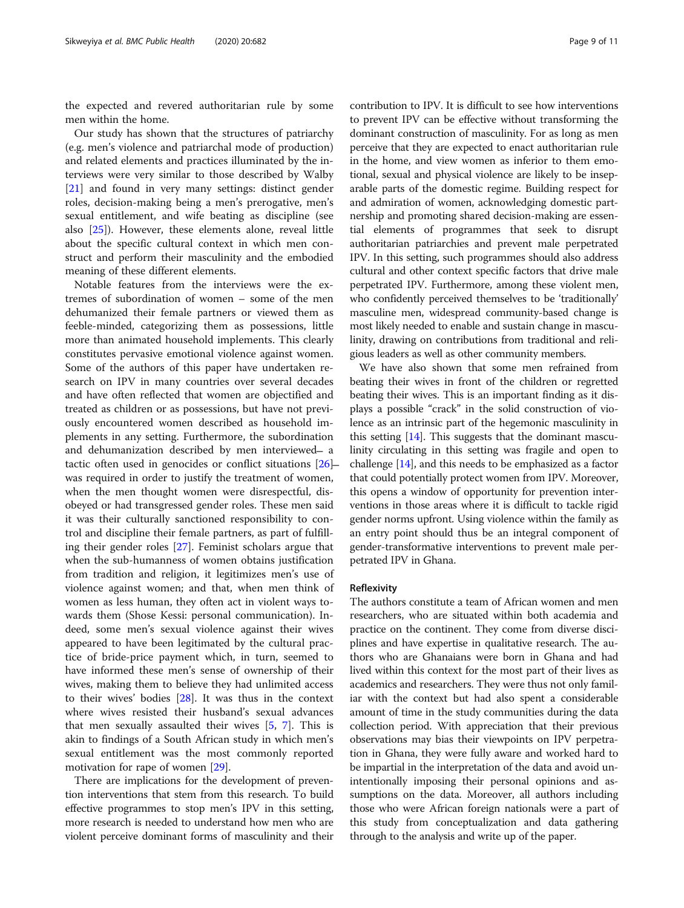the expected and revered authoritarian rule by some men within the home.

Our study has shown that the structures of patriarchy (e.g. men's violence and patriarchal mode of production) and related elements and practices illuminated by the interviews were very similar to those described by Walby [21] and found in very many settings: distinct gender roles, decision-making being a men's prerogative, men's sexual entitlement, and wife beating as discipline (see also [25]). However, these elements alone, reveal little about the specific cultural context in which men construct and perform their masculinity and the embodied meaning of these different elements.

Notable features from the interviews were the extremes of subordination of women – some of the men dehumanized their female partners or viewed them as feeble-minded, categorizing them as possessions, little more than animated household implements. This clearly constitutes pervasive emotional violence against women. Some of the authors of this paper have undertaken research on IPV in many countries over several decades and have often reflected that women are objectified and treated as children or as possessions, but have not previously encountered women described as household implements in any setting. Furthermore, the subordination and dehumanization described by men interviewed– a tactic often used in genocides or conflict situations [26]– was required in order to justify the treatment of women, when the men thought women were disrespectful, disobeyed or had transgressed gender roles. These men said it was their culturally sanctioned responsibility to control and discipline their female partners, as part of fulfilling their gender roles [27]. Feminist scholars argue that when the sub-humanness of women obtains justification from tradition and religion, it legitimizes men's use of violence against women; and that, when men think of women as less human, they often act in violent ways towards them (Shose Kessi: personal communication). Indeed, some men's sexual violence against their wives appeared to have been legitimated by the cultural practice of bride-price payment which, in turn, seemed to have informed these men's sense of ownership of their wives, making them to believe they had unlimited access to their wives' bodies [28]. It was thus in the context where wives resisted their husband's sexual advances that men sexually assaulted their wives [5, 7]. This is akin to findings of a South African study in which men's sexual entitlement was the most commonly reported motivation for rape of women [29].

There are implications for the development of prevention interventions that stem from this research. To build effective programmes to stop men's IPV in this setting, more research is needed to understand how men who are violent perceive dominant forms of masculinity and their contribution to IPV. It is difficult to see how interventions to prevent IPV can be effective without transforming the dominant construction of masculinity. For as long as men perceive that they are expected to enact authoritarian rule in the home, and view women as inferior to them emotional, sexual and physical violence are likely to be inseparable parts of the domestic regime. Building respect for and admiration of women, acknowledging domestic partnership and promoting shared decision-making are essential elements of programmes that seek to disrupt authoritarian patriarchies and prevent male perpetrated IPV. In this setting, such programmes should also address cultural and other context specific factors that drive male perpetrated IPV. Furthermore, among these violent men, who confidently perceived themselves to be 'traditionally' masculine men, widespread community-based change is most likely needed to enable and sustain change in masculinity, drawing on contributions from traditional and religious leaders as well as other community members.

We have also shown that some men refrained from beating their wives in front of the children or regretted beating their wives. This is an important finding as it displays a possible "crack" in the solid construction of violence as an intrinsic part of the hegemonic masculinity in this setting [14]. This suggests that the dominant masculinity circulating in this setting was fragile and open to challenge [14], and this needs to be emphasized as a factor that could potentially protect women from IPV. Moreover, this opens a window of opportunity for prevention interventions in those areas where it is difficult to tackle rigid gender norms upfront. Using violence within the family as an entry point should thus be an integral component of gender-transformative interventions to prevent male perpetrated IPV in Ghana.

## Reflexivity

The authors constitute a team of African women and men researchers, who are situated within both academia and practice on the continent. They come from diverse disciplines and have expertise in qualitative research. The authors who are Ghanaians were born in Ghana and had lived within this context for the most part of their lives as academics and researchers. They were thus not only familiar with the context but had also spent a considerable amount of time in the study communities during the data collection period. With appreciation that their previous observations may bias their viewpoints on IPV perpetration in Ghana, they were fully aware and worked hard to be impartial in the interpretation of the data and avoid unintentionally imposing their personal opinions and assumptions on the data. Moreover, all authors including those who were African foreign nationals were a part of this study from conceptualization and data gathering through to the analysis and write up of the paper.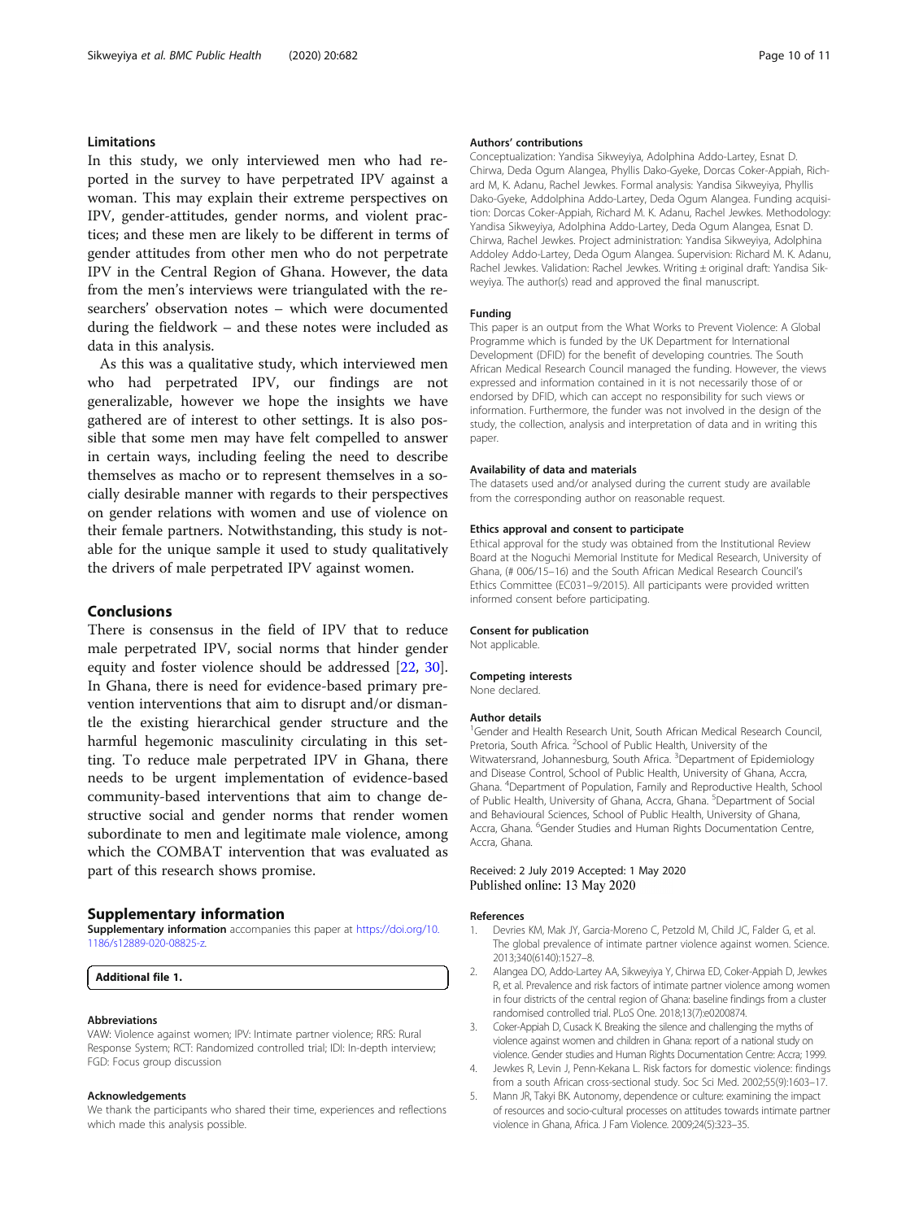## Limitations

In this study, we only interviewed men who had reported in the survey to have perpetrated IPV against a woman. This may explain their extreme perspectives on IPV, gender-attitudes, gender norms, and violent practices; and these men are likely to be different in terms of gender attitudes from other men who do not perpetrate IPV in the Central Region of Ghana. However, the data from the men's interviews were triangulated with the researchers' observation notes – which were documented during the fieldwork – and these notes were included as data in this analysis.

As this was a qualitative study, which interviewed men who had perpetrated IPV, our findings are not generalizable, however we hope the insights we have gathered are of interest to other settings. It is also possible that some men may have felt compelled to answer in certain ways, including feeling the need to describe themselves as macho or to represent themselves in a socially desirable manner with regards to their perspectives on gender relations with women and use of violence on their female partners. Notwithstanding, this study is notable for the unique sample it used to study qualitatively the drivers of male perpetrated IPV against women.

## Conclusions

There is consensus in the field of IPV that to reduce male perpetrated IPV, social norms that hinder gender equity and foster violence should be addressed [22, 30]. In Ghana, there is need for evidence-based primary prevention interventions that aim to disrupt and/or dismantle the existing hierarchical gender structure and the harmful hegemonic masculinity circulating in this setting. To reduce male perpetrated IPV in Ghana, there needs to be urgent implementation of evidence-based community-based interventions that aim to change destructive social and gender norms that render women subordinate to men and legitimate male violence, among which the COMBAT intervention that was evaluated as part of this research shows promise.

## Supplementary information

**Supplementary information** accompanies this paper at https://doi.org/10.1186/s12889-020-08825-z.

**Additional file 1.**

### Abbreviations

VAW: Violence against women; IPV: Intimate partner violence; RRS: Rural Response System; RCT: Randomized controlled trial; IDI: In-depth interview; FGD: Focus group discussion

### Acknowledgements

We thank the participants who shared their time, experiences and reflections which made this analysis possible.

### Authors' contributions

Conceptualization: Yandisa Sikweyiya, Adolphina Addo-Lartey, Esnat D. Chirwa, Deda Ogum Alangea, Phyllis Dako-Gyeke, Dorcas Coker-Appiah, Richard M, K. Adanu, Rachel Jewkes. Formal analysis: Yandisa Sikweyiya, Phyllis Dako-Gyeke, Addolphina Addo-Lartey, Deda Ogum Alangea. Funding acquisition: Dorcas Coker-Appiah, Richard M. K. Adanu, Rachel Jewkes. Methodology: Yandisa Sikweyiya, Adolphina Addo-Lartey, Deda Ogum Alangea, Esnat D. Chirwa, Rachel Jewkes. Project administration: Yandisa Sikweyiya, Adolphina Addoley Addo-Lartey, Deda Ogum Alangea. Supervision: Richard M. K. Adanu, Rachel Jewkes. Validation: Rachel Jewkes. Writing ± original draft: Yandisa Sikweyiya. The author(s) read and approved the final manuscript.

### Funding

This paper is an output from the What Works to Prevent Violence: A Global Programme which is funded by the UK Department for International Development (DFID) for the benefit of developing countries. The South African Medical Research Council managed the funding. However, the views expressed and information contained in it is not necessarily those of or endorsed by DFID, which can accept no responsibility for such views or information. Furthermore, the funder was not involved in the design of the study, the collection, analysis and interpretation of data and in writing this paper.

### Availability of data and materials

The datasets used and/or analysed during the current study are available from the corresponding author on reasonable request.

### Ethics approval and consent to participate

Ethical approval for the study was obtained from the Institutional Review Board at the Noguchi Memorial Institute for Medical Research, University of Ghana, (# 006/15–16) and the South African Medical Research Council's Ethics Committee (EC031–9/2015). All participants were provided written informed consent before participating.

### Consent for publication

Not applicable.

### Competing interests

None declared.

### Author details

[1]Gender and Health Research Unit, South African Medical Research Council, Pretoria, South Africa. [2]School of Public Health, University of the Witwatersrand, Johannesburg, South Africa. [3]Department of Epidemiology and Disease Control, School of Public Health, University of Ghana, Accra, Ghana. [4]Department of Population, Family and Reproductive Health, School of Public Health, University of Ghana, Accra, Ghana. [5]Department of Social and Behavioural Sciences, School of Public Health, University of Ghana, Accra, Ghana. [6]Gender Studies and Human Rights Documentation Centre, Accra, Ghana.

Received: 2 July 2019 Accepted: 1 May 2020
Published online: 13 May 2020

### References

1. Devries KM, Mak JY, Garcia-Moreno C, Petzold M, Child JC, Falder G, et al. The global prevalence of intimate partner violence against women. Science. 2013;340(6140):1527–8.
2. Alangea DO, Addo-Lartey AA, Sikweyiya Y, Chirwa ED, Coker-Appiah D, Jewkes R, et al. Prevalence and risk factors of intimate partner violence among women in four districts of the central region of Ghana: baseline findings from a cluster randomised controlled trial. PLoS One. 2018;13(7):e0200874.
3. Coker-Appiah D, Cusack K. Breaking the silence and challenging the myths of violence against women and children in Ghana: report of a national study on violence. Gender studies and Human Rights Documentation Centre: Accra; 1999.
4. Jewkes R, Levin J, Penn-Kekana L. Risk factors for domestic violence: findings from a south African cross-sectional study. Soc Sci Med. 2002;55(9):1603–17.
5. Mann JR, Takyi BK. Autonomy, dependence or culture: examining the impact of resources and socio-cultural processes on attitudes towards intimate partner violence in Ghana, Africa. J Fam Violence. 2009;24(5):323–35.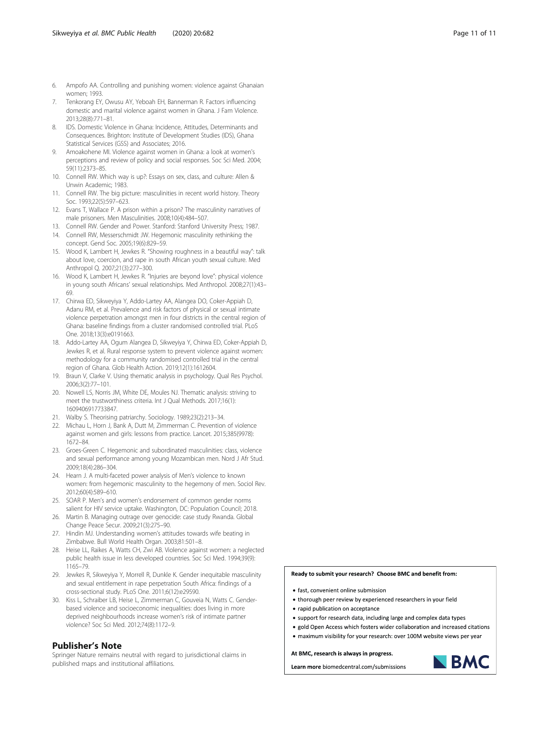6. Ampofo AA. Controlling and punishing women: violence against Ghanaian women; 1993.
7. Tenkorang EY, Owusu AY, Yeboah EH, Bannerman R. Factors influencing domestic and marital violence against women in Ghana. J Fam Violence. 2013;28(8):771–81.
8. IDS. Domestic Violence in Ghana: Incidence, Attitudes, Determinants and Consequences. Brighton: Institute of Development Studies (IDS), Ghana Statistical Services (GSS) and Associates; 2016.
9. Amoakohene MI. Violence against women in Ghana: a look at women's perceptions and review of policy and social responses. Soc Sci Med. 2004; 59(11):2373–85.
10. Connell RW. Which way is up?: Essays on sex, class, and culture: Allen & Unwin Academic; 1983.
11. Connell RW. The big picture: masculinities in recent world history. Theory Soc. 1993;22(5):597–623.
12. Evans T, Wallace P. A prison within a prison? The masculinity narratives of male prisoners. Men Masculinities. 2008;10(4):484–507.
13. Connell RW. Gender and Power. Stanford: Stanford University Press; 1987.
14. Connell RW, Messerschmidt JW. Hegemonic masculinity rethinking the concept. Gend Soc. 2005;19(6):829–59.
15. Wood K, Lambert H, Jewkes R. "Showing roughness in a beautiful way": talk about love, coercion, and rape in south African youth sexual culture. Med Anthropol Q. 2007;21(3):277–300.
16. Wood K, Lambert H, Jewkes R. "Injuries are beyond love": physical violence in young south Africans' sexual relationships. Med Anthropol. 2008;27(1):43–69.
17. Chirwa ED, Sikweyiya Y, Addo-Lartey AA, Alangea DO, Coker-Appiah D, Adanu RM, et al. Prevalence and risk factors of physical or sexual intimate violence perpetration amongst men in four districts in the central region of Ghana: baseline findings from a cluster randomised controlled trial. PLoS One. 2018;13(3):e0191663.
18. Addo-Lartey AA, Ogum Alangea D, Sikweyiya Y, Chirwa ED, Coker-Appiah D, Jewkes R, et al. Rural response system to prevent violence against women: methodology for a community randomised controlled trial in the central region of Ghana. Glob Health Action. 2019;12(1):1612604.
19. Braun V, Clarke V. Using thematic analysis in psychology. Qual Res Psychol. 2006;3(2):77–101.
20. Nowell LS, Norris JM, White DE, Moules NJ. Thematic analysis: striving to meet the trustworthiness criteria. Int J Qual Methods. 2017;16(1): 1609406917733847.
21. Walby S. Theorising patriarchy. Sociology. 1989;23(2):213–34.
22. Michau L, Horn J, Bank A, Dutt M, Zimmerman C. Prevention of violence against women and girls: lessons from practice. Lancet. 2015;385(9978): 1672–84.
23. Groes-Green C. Hegemonic and subordinated masculinities: class, violence and sexual performance among young Mozambican men. Nord J Afr Stud. 2009;18(4):286–304.
24. Hearn J. A multi-faceted power analysis of Men's violence to known women: from hegemonic masculinity to the hegemony of men. Sociol Rev. 2012;60(4):589–610.
25. SOAR P. Men's and women's endorsement of common gender norms salient for HIV service uptake. Washington, DC: Population Council; 2018.
26. Martin B. Managing outrage over genocide: case study Rwanda. Global Change Peace Secur. 2009;21(3):275–90.
27. Hindin MJ. Understanding women's attitudes towards wife beating in Zimbabwe. Bull World Health Organ. 2003;81:501–8.
28. Heise LL, Raikes A, Watts CH, Zwi AB. Violence against women: a neglected public health issue in less developed countries. Soc Sci Med. 1994;39(9): 1165–79.
29. Jewkes R, Sikweyiya Y, Morrell R, Dunkle K. Gender inequitable masculinity and sexual entitlement in rape perpetration South Africa: findings of a cross-sectional study. PLoS One. 2011;6(12):e29590.
30. Kiss L, Schraiber LB, Heise L, Zimmerman C, Gouveia N, Watts C. Gender-based violence and socioeconomic inequalities: does living in more deprived neighbourhoods increase women's risk of intimate partner violence? Soc Sci Med. 2012;74(8):1172–9.

## Publisher's Note

Springer Nature remains neutral with regard to jurisdictional claims in published maps and institutional affiliations.

**Ready to submit your research? Choose BMC and benefit from:**

- fast, convenient online submission
- thorough peer review by experienced researchers in your field
- rapid publication on acceptance
- support for research data, including large and complex data types
- gold Open Access which fosters wider collaboration and increased citations
- maximum visibility for your research: over 100M website views per year

**At BMC, research is always in progress.**

**Learn more** biomedcentral.com/submissions

BMC